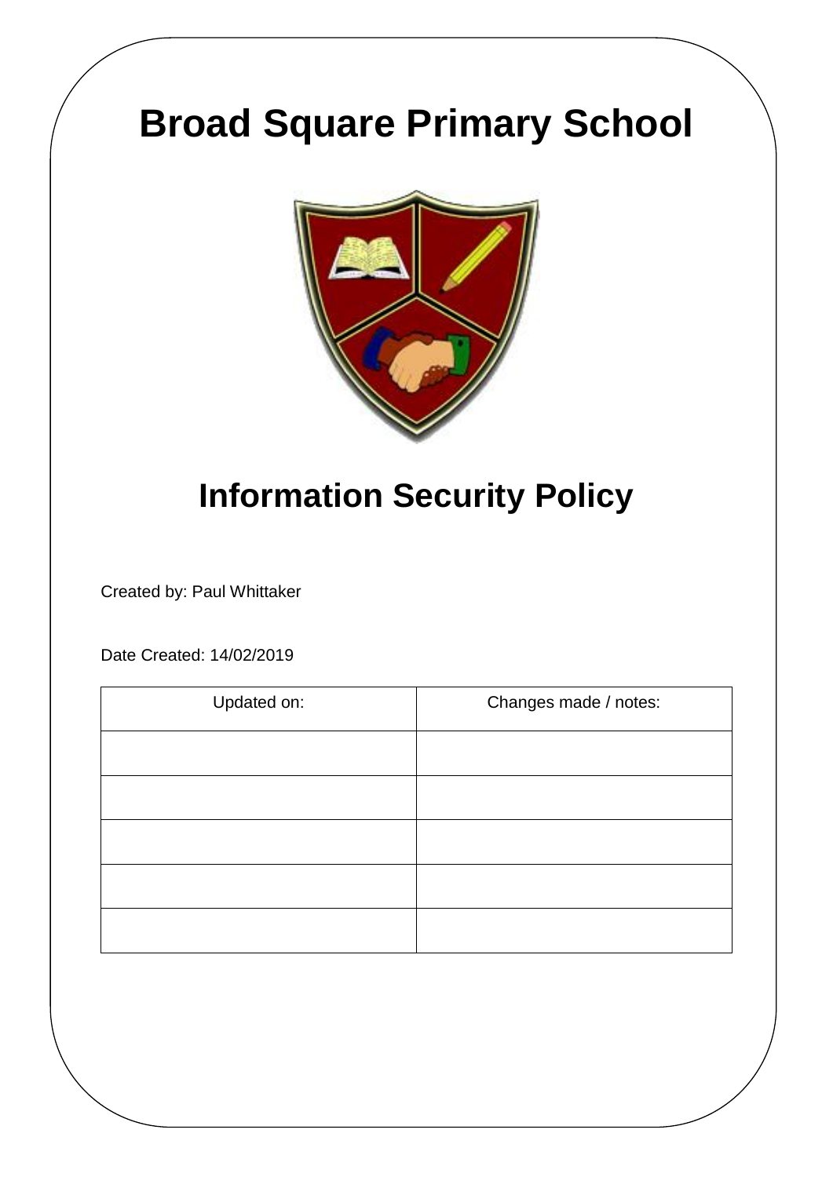# Broad Square Primary School

## Information Security Policy

Created by: Paul Whittaker

Date Created: 14/02/2019

| Updated on: | Changes made / notes: |
| --- | --- |
| | |
| | |
| | |
| | |
| | |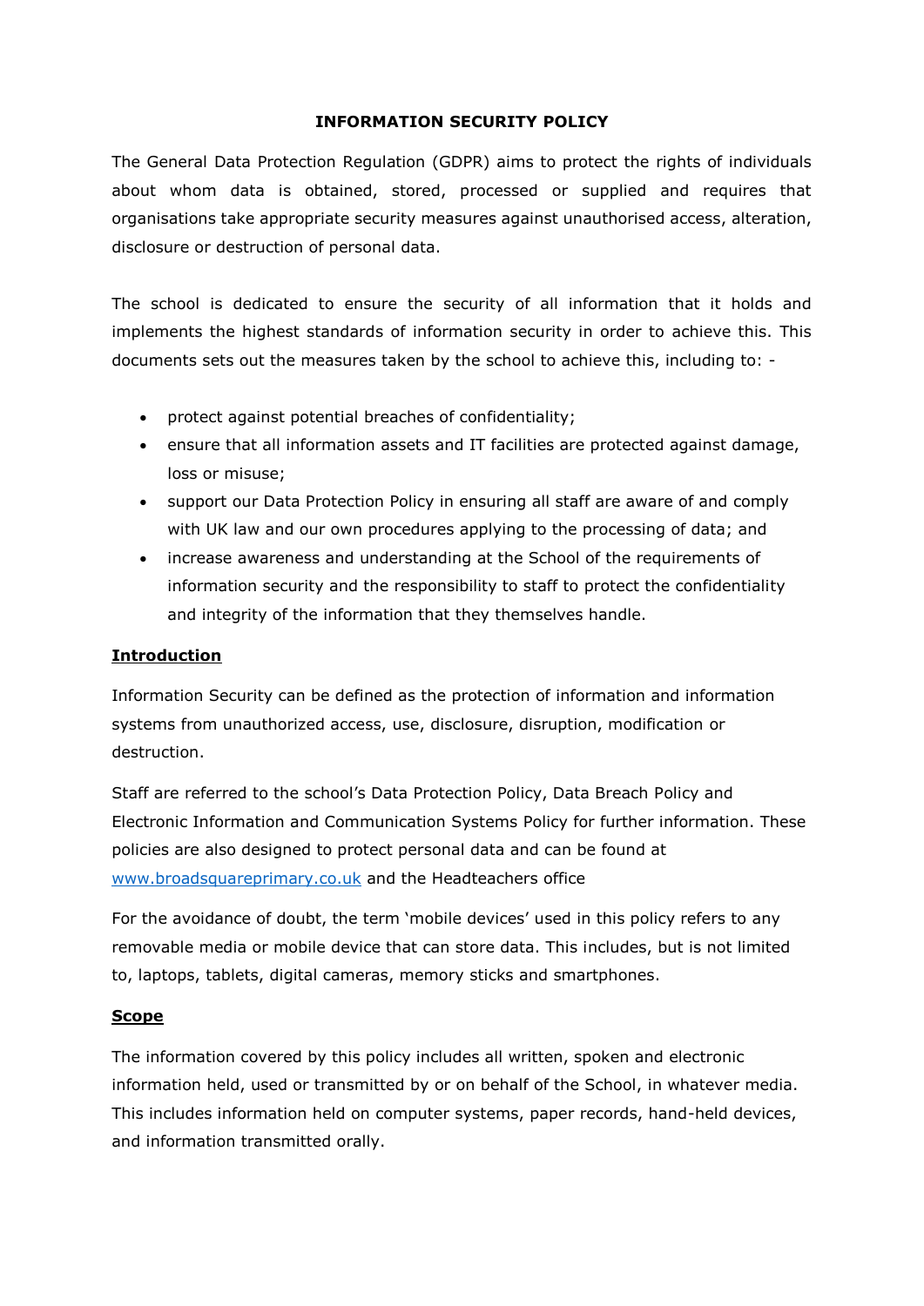# INFORMATION SECURITY POLICY

The General Data Protection Regulation (GDPR) aims to protect the rights of individuals about whom data is obtained, stored, processed or supplied and requires that organisations take appropriate security measures against unauthorised access, alteration, disclosure or destruction of personal data.

The school is dedicated to ensure the security of all information that it holds and implements the highest standards of information security in order to achieve this. This documents sets out the measures taken by the school to achieve this, including to: -

- protect against potential breaches of confidentiality;
- ensure that all information assets and IT facilities are protected against damage, loss or misuse;
- support our Data Protection Policy in ensuring all staff are aware of and comply with UK law and our own procedures applying to the processing of data; and
- increase awareness and understanding at the School of the requirements of information security and the responsibility to staff to protect the confidentiality and integrity of the information that they themselves handle.

## Introduction

Information Security can be defined as the protection of information and information systems from unauthorized access, use, disclosure, disruption, modification or destruction.

Staff are referred to the school's Data Protection Policy, Data Breach Policy and Electronic Information and Communication Systems Policy for further information. These policies are also designed to protect personal data and can be found at [www.broadsquareprimary.co.uk](http://www.broadsquareprimary.co.uk) and the Headteachers office

For the avoidance of doubt, the term 'mobile devices' used in this policy refers to any removable media or mobile device that can store data. This includes, but is not limited to, laptops, tablets, digital cameras, memory sticks and smartphones.

## Scope

The information covered by this policy includes all written, spoken and electronic information held, used or transmitted by or on behalf of the School, in whatever media. This includes information held on computer systems, paper records, hand-held devices, and information transmitted orally.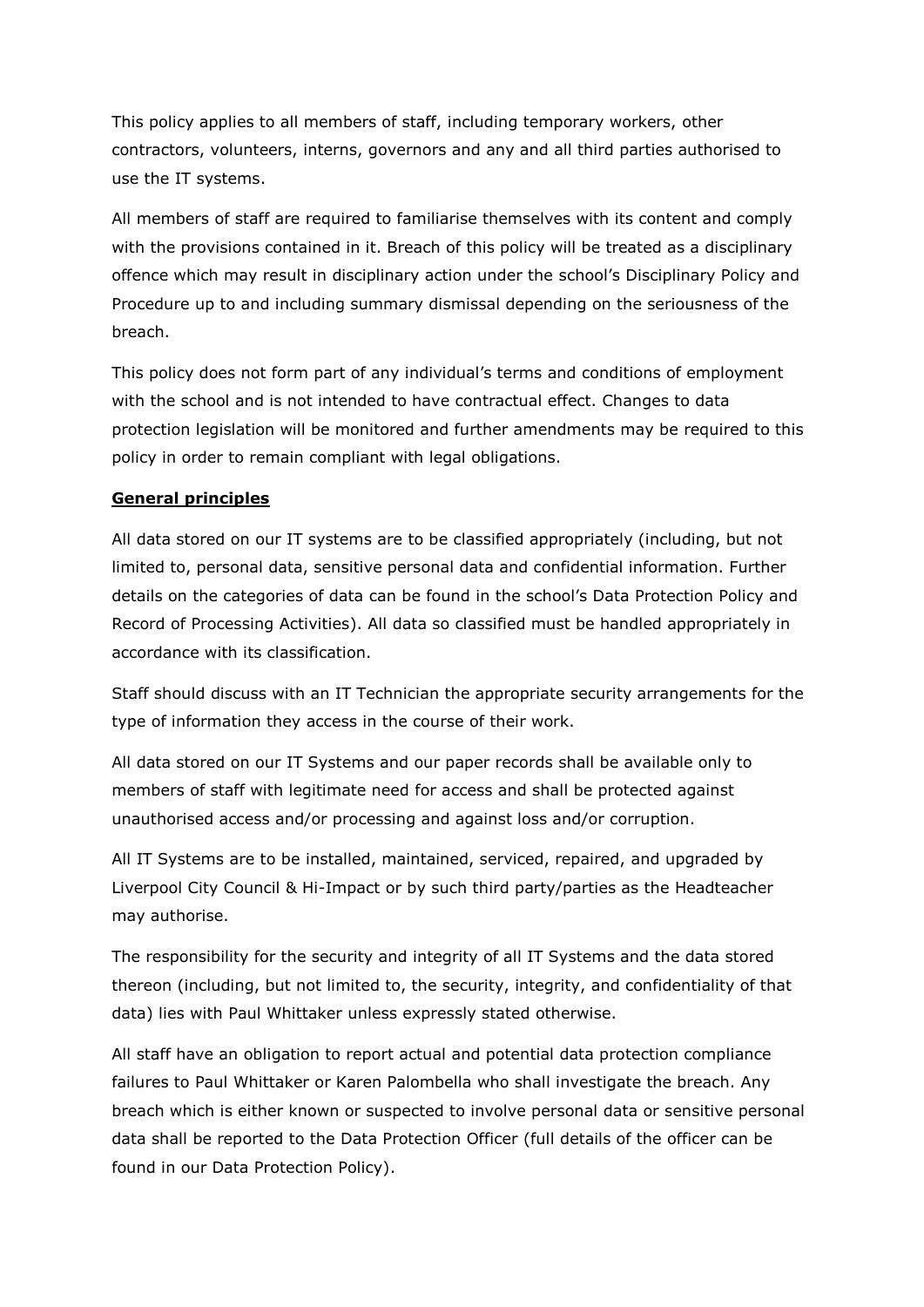This policy applies to all members of staff, including temporary workers, other contractors, volunteers, interns, governors and any and all third parties authorised to use the IT systems.

All members of staff are required to familiarise themselves with its content and comply with the provisions contained in it. Breach of this policy will be treated as a disciplinary offence which may result in disciplinary action under the school's Disciplinary Policy and Procedure up to and including summary dismissal depending on the seriousness of the breach.

This policy does not form part of any individual's terms and conditions of employment with the school and is not intended to have contractual effect. Changes to data protection legislation will be monitored and further amendments may be required to this policy in order to remain compliant with legal obligations.

**General principles**

All data stored on our IT systems are to be classified appropriately (including, but not limited to, personal data, sensitive personal data and confidential information. Further details on the categories of data can be found in the school's Data Protection Policy and Record of Processing Activities). All data so classified must be handled appropriately in accordance with its classification.

Staff should discuss with an IT Technician the appropriate security arrangements for the type of information they access in the course of their work.

All data stored on our IT Systems and our paper records shall be available only to members of staff with legitimate need for access and shall be protected against unauthorised access and/or processing and against loss and/or corruption.

All IT Systems are to be installed, maintained, serviced, repaired, and upgraded by Liverpool City Council & Hi-Impact or by such third party/parties as the Headteacher may authorise.

The responsibility for the security and integrity of all IT Systems and the data stored thereon (including, but not limited to, the security, integrity, and confidentiality of that data) lies with Paul Whittaker unless expressly stated otherwise.

All staff have an obligation to report actual and potential data protection compliance failures to Paul Whittaker or Karen Palombella who shall investigate the breach. Any breach which is either known or suspected to involve personal data or sensitive personal data shall be reported to the Data Protection Officer (full details of the officer can be found in our Data Protection Policy).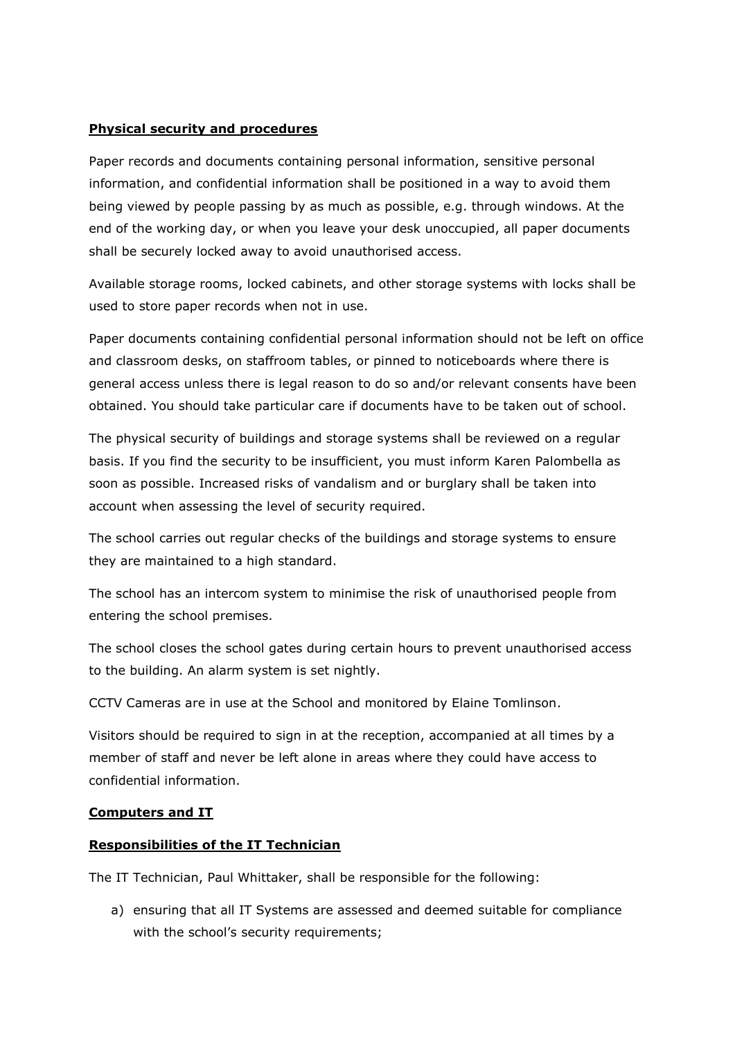**Physical security and procedures**

Paper records and documents containing personal information, sensitive personal information, and confidential information shall be positioned in a way to avoid them being viewed by people passing by as much as possible, e.g. through windows. At the end of the working day, or when you leave your desk unoccupied, all paper documents shall be securely locked away to avoid unauthorised access.

Available storage rooms, locked cabinets, and other storage systems with locks shall be used to store paper records when not in use.

Paper documents containing confidential personal information should not be left on office and classroom desks, on staffroom tables, or pinned to noticeboards where there is general access unless there is legal reason to do so and/or relevant consents have been obtained. You should take particular care if documents have to be taken out of school.

The physical security of buildings and storage systems shall be reviewed on a regular basis. If you find the security to be insufficient, you must inform Karen Palombella as soon as possible. Increased risks of vandalism and or burglary shall be taken into account when assessing the level of security required.

The school carries out regular checks of the buildings and storage systems to ensure they are maintained to a high standard.

The school has an intercom system to minimise the risk of unauthorised people from entering the school premises.

The school closes the school gates during certain hours to prevent unauthorised access to the building. An alarm system is set nightly.

CCTV Cameras are in use at the School and monitored by Elaine Tomlinson.

Visitors should be required to sign in at the reception, accompanied at all times by a member of staff and never be left alone in areas where they could have access to confidential information.

**Computers and IT**

**Responsibilities of the IT Technician**

The IT Technician, Paul Whittaker, shall be responsible for the following:

a) ensuring that all IT Systems are assessed and deemed suitable for compliance with the school's security requirements;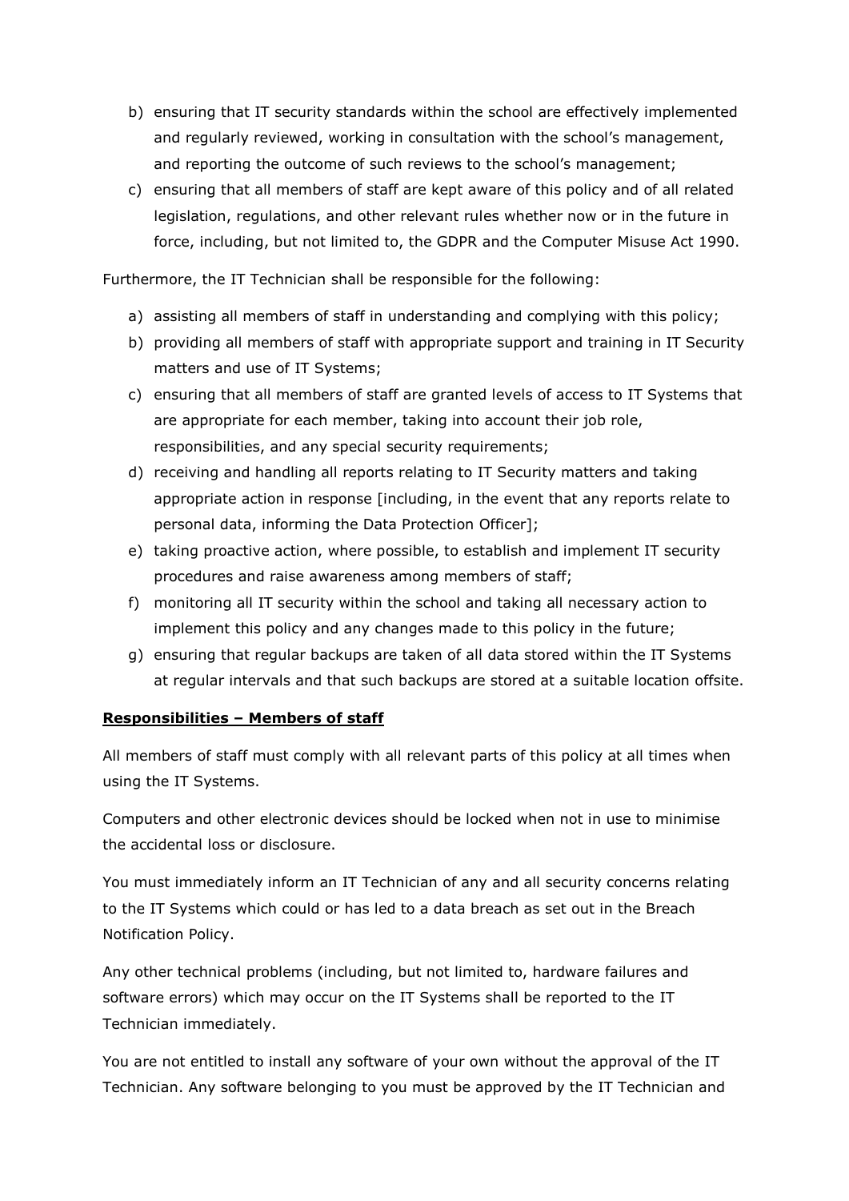b) ensuring that IT security standards within the school are effectively implemented and regularly reviewed, working in consultation with the school's management, and reporting the outcome of such reviews to the school's management;
c) ensuring that all members of staff are kept aware of this policy and of all related legislation, regulations, and other relevant rules whether now or in the future in force, including, but not limited to, the GDPR and the Computer Misuse Act 1990.

Furthermore, the IT Technician shall be responsible for the following:

a) assisting all members of staff in understanding and complying with this policy;
b) providing all members of staff with appropriate support and training in IT Security matters and use of IT Systems;
c) ensuring that all members of staff are granted levels of access to IT Systems that are appropriate for each member, taking into account their job role, responsibilities, and any special security requirements;
d) receiving and handling all reports relating to IT Security matters and taking appropriate action in response [including, in the event that any reports relate to personal data, informing the Data Protection Officer];
e) taking proactive action, where possible, to establish and implement IT security procedures and raise awareness among members of staff;
f) monitoring all IT security within the school and taking all necessary action to implement this policy and any changes made to this policy in the future;
g) ensuring that regular backups are taken of all data stored within the IT Systems at regular intervals and that such backups are stored at a suitable location offsite.

**Responsibilities – Members of staff**

All members of staff must comply with all relevant parts of this policy at all times when using the IT Systems.

Computers and other electronic devices should be locked when not in use to minimise the accidental loss or disclosure.

You must immediately inform an IT Technician of any and all security concerns relating to the IT Systems which could or has led to a data breach as set out in the Breach Notification Policy.

Any other technical problems (including, but not limited to, hardware failures and software errors) which may occur on the IT Systems shall be reported to the IT Technician immediately.

You are not entitled to install any software of your own without the approval of the IT Technician. Any software belonging to you must be approved by the IT Technician and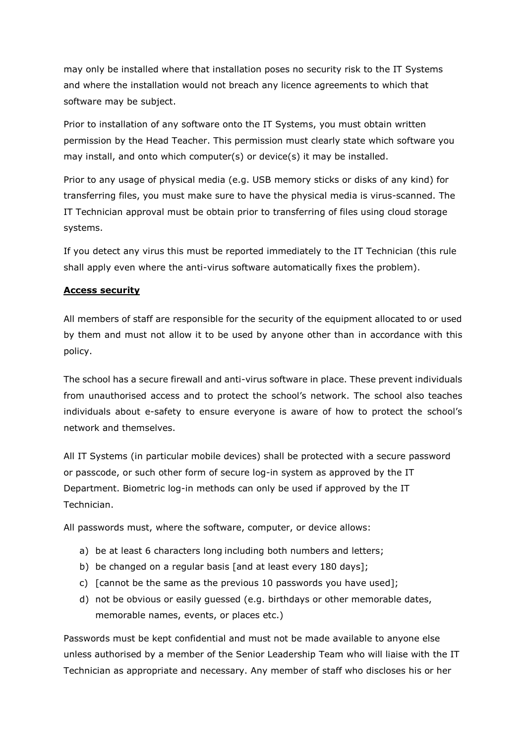may only be installed where that installation poses no security risk to the IT Systems and where the installation would not breach any licence agreements to which that software may be subject.

Prior to installation of any software onto the IT Systems, you must obtain written permission by the Head Teacher. This permission must clearly state which software you may install, and onto which computer(s) or device(s) it may be installed.

Prior to any usage of physical media (e.g. USB memory sticks or disks of any kind) for transferring files, you must make sure to have the physical media is virus-scanned. The IT Technician approval must be obtain prior to transferring of files using cloud storage systems.

If you detect any virus this must be reported immediately to the IT Technician (this rule shall apply even where the anti-virus software automatically fixes the problem).

**Access security**

All members of staff are responsible for the security of the equipment allocated to or used by them and must not allow it to be used by anyone other than in accordance with this policy.

The school has a secure firewall and anti-virus software in place. These prevent individuals from unauthorised access and to protect the school's network. The school also teaches individuals about e-safety to ensure everyone is aware of how to protect the school's network and themselves.

All IT Systems (in particular mobile devices) shall be protected with a secure password or passcode, or such other form of secure log-in system as approved by the IT Department. Biometric log-in methods can only be used if approved by the IT Technician.

All passwords must, where the software, computer, or device allows:

a) be at least 6 characters long including both numbers and letters;
b) be changed on a regular basis [and at least every 180 days];
c) [cannot be the same as the previous 10 passwords you have used];
d) not be obvious or easily guessed (e.g. birthdays or other memorable dates, memorable names, events, or places etc.)

Passwords must be kept confidential and must not be made available to anyone else unless authorised by a member of the Senior Leadership Team who will liaise with the IT Technician as appropriate and necessary. Any member of staff who discloses his or her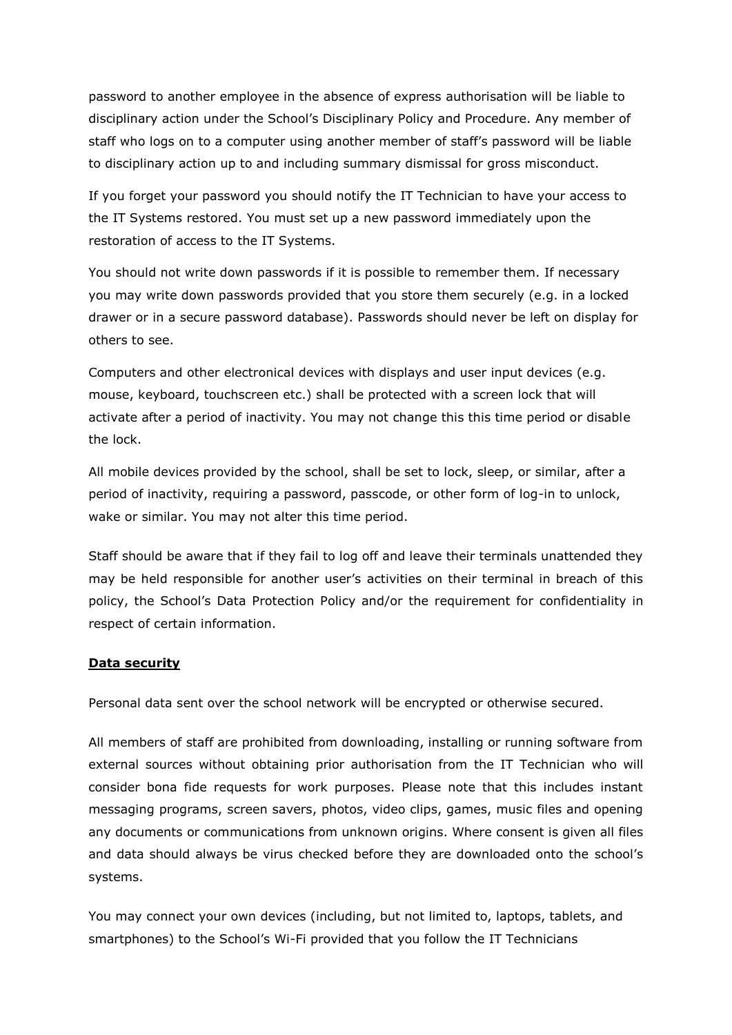password to another employee in the absence of express authorisation will be liable to disciplinary action under the School's Disciplinary Policy and Procedure. Any member of staff who logs on to a computer using another member of staff's password will be liable to disciplinary action up to and including summary dismissal for gross misconduct.

If you forget your password you should notify the IT Technician to have your access to the IT Systems restored. You must set up a new password immediately upon the restoration of access to the IT Systems.

You should not write down passwords if it is possible to remember them. If necessary you may write down passwords provided that you store them securely (e.g. in a locked drawer or in a secure password database). Passwords should never be left on display for others to see.

Computers and other electronical devices with displays and user input devices (e.g. mouse, keyboard, touchscreen etc.) shall be protected with a screen lock that will activate after a period of inactivity. You may not change this this time period or disable the lock.

All mobile devices provided by the school, shall be set to lock, sleep, or similar, after a period of inactivity, requiring a password, passcode, or other form of log-in to unlock, wake or similar. You may not alter this time period.

Staff should be aware that if they fail to log off and leave their terminals unattended they may be held responsible for another user's activities on their terminal in breach of this policy, the School's Data Protection Policy and/or the requirement for confidentiality in respect of certain information.

## Data security

Personal data sent over the school network will be encrypted or otherwise secured.

All members of staff are prohibited from downloading, installing or running software from external sources without obtaining prior authorisation from the IT Technician who will consider bona fide requests for work purposes. Please note that this includes instant messaging programs, screen savers, photos, video clips, games, music files and opening any documents or communications from unknown origins. Where consent is given all files and data should always be virus checked before they are downloaded onto the school's systems.

You may connect your own devices (including, but not limited to, laptops, tablets, and smartphones) to the School's Wi-Fi provided that you follow the IT Technicians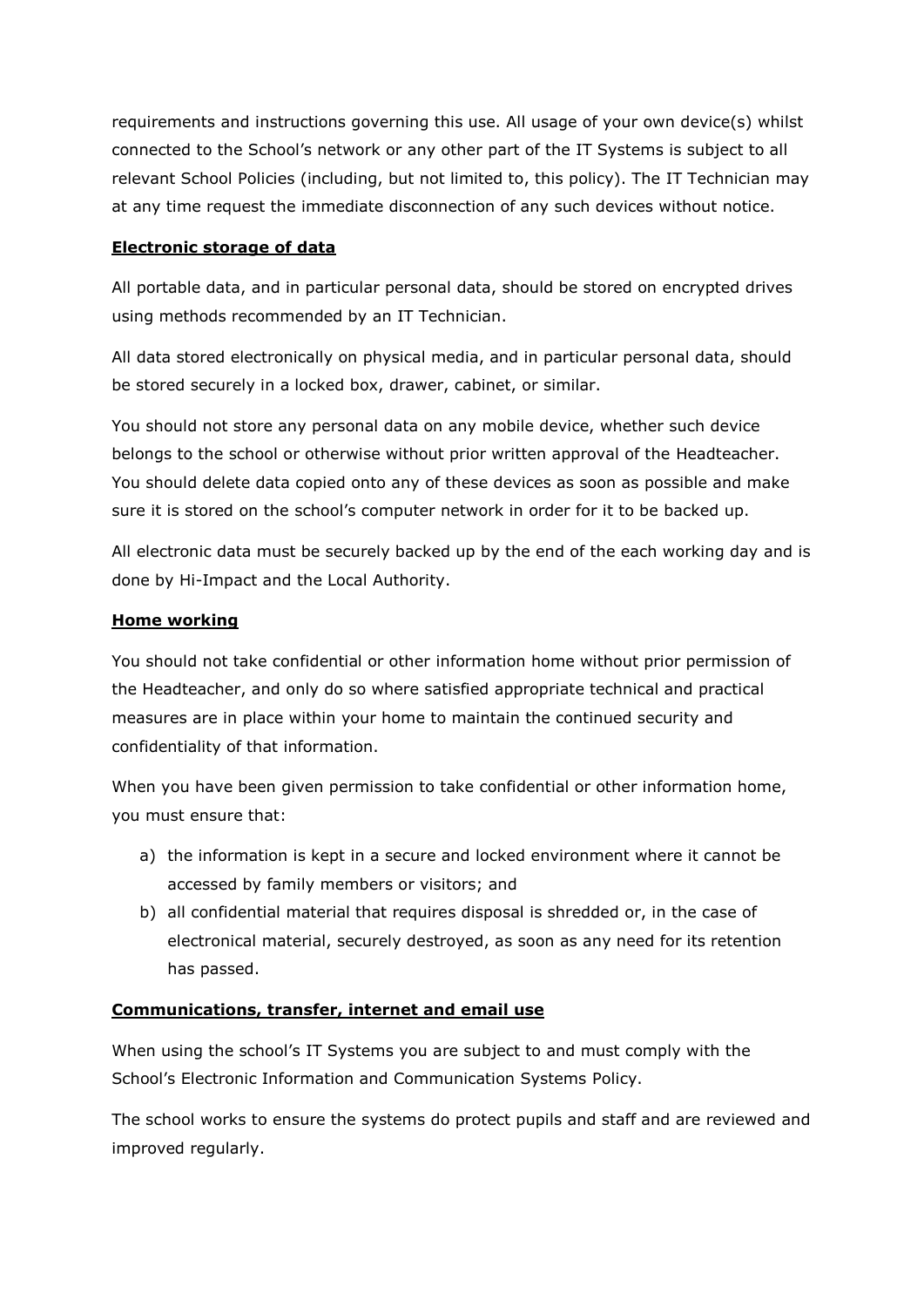requirements and instructions governing this use. All usage of your own device(s) whilst connected to the School's network or any other part of the IT Systems is subject to all relevant School Policies (including, but not limited to, this policy). The IT Technician may at any time request the immediate disconnection of any such devices without notice.

**Electronic storage of data**

All portable data, and in particular personal data, should be stored on encrypted drives using methods recommended by an IT Technician.

All data stored electronically on physical media, and in particular personal data, should be stored securely in a locked box, drawer, cabinet, or similar.

You should not store any personal data on any mobile device, whether such device belongs to the school or otherwise without prior written approval of the Headteacher. You should delete data copied onto any of these devices as soon as possible and make sure it is stored on the school's computer network in order for it to be backed up.

All electronic data must be securely backed up by the end of the each working day and is done by Hi-Impact and the Local Authority.

**Home working**

You should not take confidential or other information home without prior permission of the Headteacher, and only do so where satisfied appropriate technical and practical measures are in place within your home to maintain the continued security and confidentiality of that information.

When you have been given permission to take confidential or other information home, you must ensure that:

a) the information is kept in a secure and locked environment where it cannot be accessed by family members or visitors; and
b) all confidential material that requires disposal is shredded or, in the case of electronical material, securely destroyed, as soon as any need for its retention has passed.

**Communications, transfer, internet and email use**

When using the school's IT Systems you are subject to and must comply with the School's Electronic Information and Communication Systems Policy.

The school works to ensure the systems do protect pupils and staff and are reviewed and improved regularly.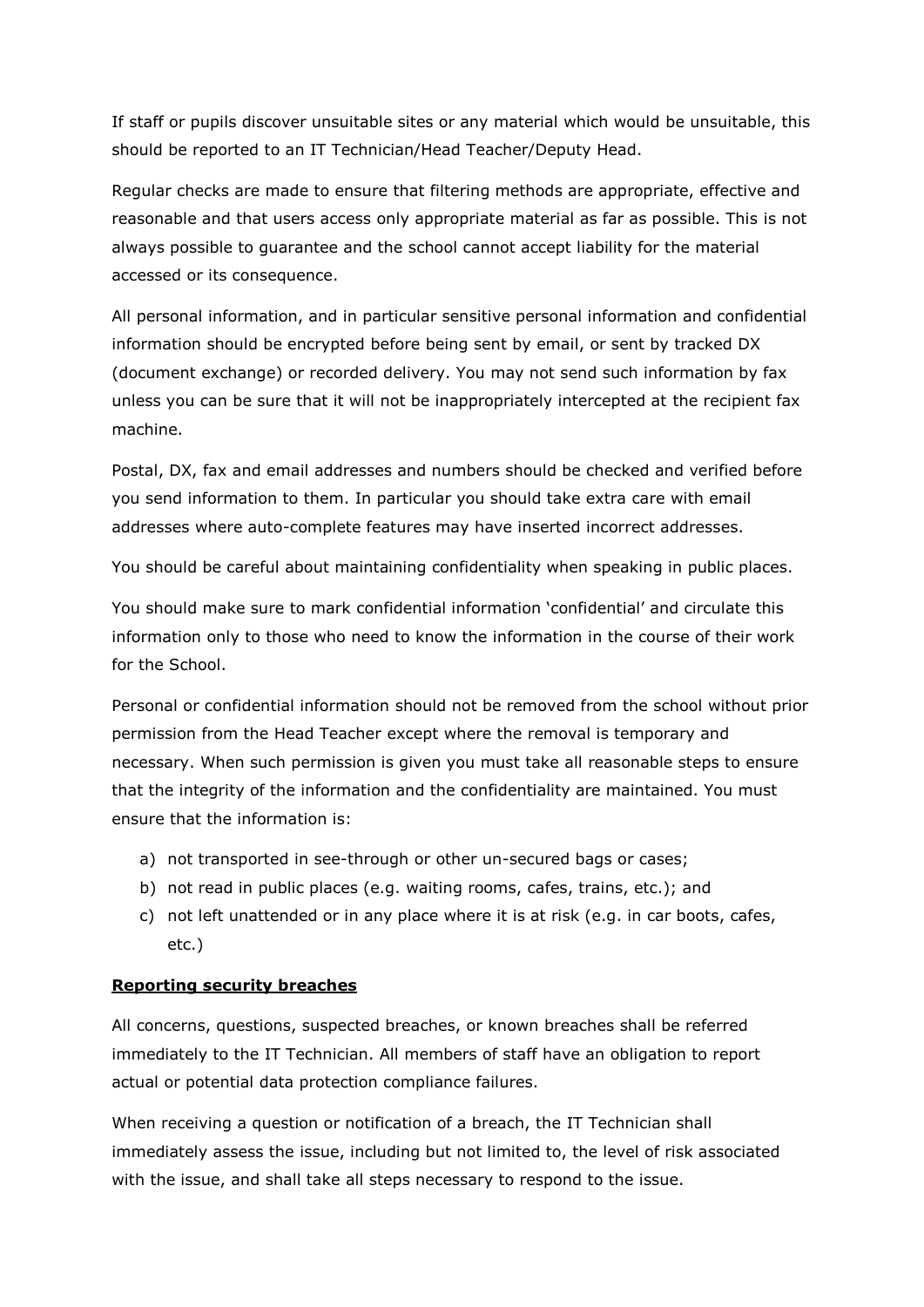If staff or pupils discover unsuitable sites or any material which would be unsuitable, this should be reported to an IT Technician/Head Teacher/Deputy Head.

Regular checks are made to ensure that filtering methods are appropriate, effective and reasonable and that users access only appropriate material as far as possible. This is not always possible to guarantee and the school cannot accept liability for the material accessed or its consequence.

All personal information, and in particular sensitive personal information and confidential information should be encrypted before being sent by email, or sent by tracked DX (document exchange) or recorded delivery. You may not send such information by fax unless you can be sure that it will not be inappropriately intercepted at the recipient fax machine.

Postal, DX, fax and email addresses and numbers should be checked and verified before you send information to them. In particular you should take extra care with email addresses where auto-complete features may have inserted incorrect addresses.

You should be careful about maintaining confidentiality when speaking in public places.

You should make sure to mark confidential information 'confidential' and circulate this information only to those who need to know the information in the course of their work for the School.

Personal or confidential information should not be removed from the school without prior permission from the Head Teacher except where the removal is temporary and necessary. When such permission is given you must take all reasonable steps to ensure that the integrity of the information and the confidentiality are maintained. You must ensure that the information is:

a) not transported in see-through or other un-secured bags or cases;
b) not read in public places (e.g. waiting rooms, cafes, trains, etc.); and
c) not left unattended or in any place where it is at risk (e.g. in car boots, cafes, etc.)

**Reporting security breaches**

All concerns, questions, suspected breaches, or known breaches shall be referred immediately to the IT Technician. All members of staff have an obligation to report actual or potential data protection compliance failures.

When receiving a question or notification of a breach, the IT Technician shall immediately assess the issue, including but not limited to, the level of risk associated with the issue, and shall take all steps necessary to respond to the issue.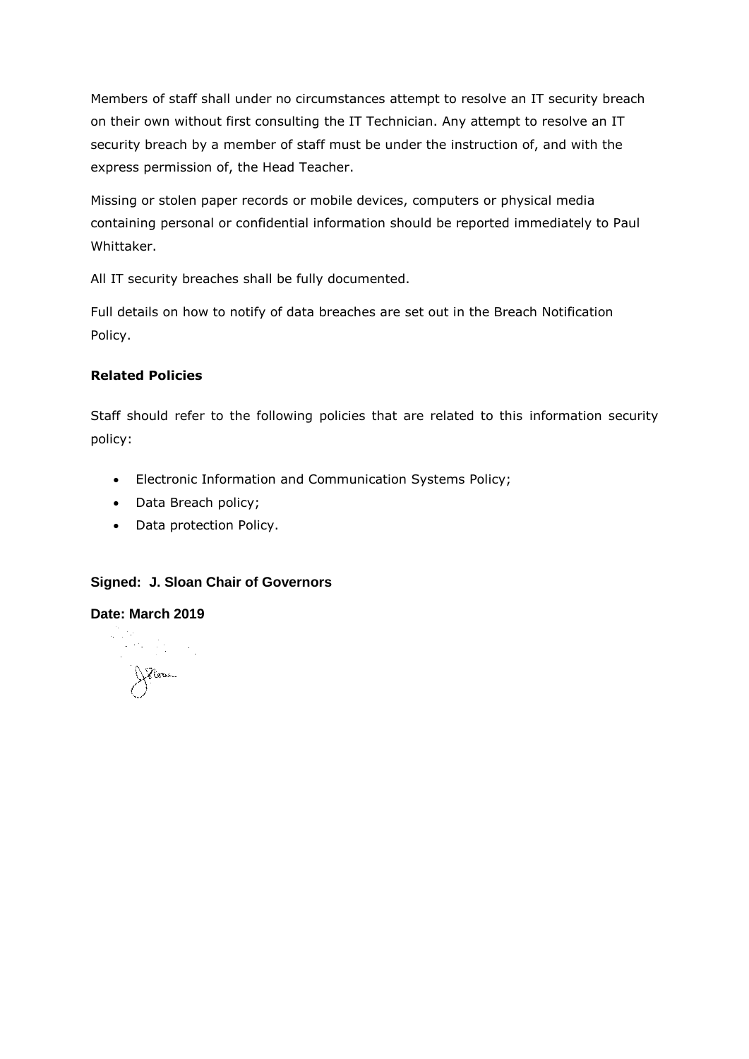Members of staff shall under no circumstances attempt to resolve an IT security breach on their own without first consulting the IT Technician. Any attempt to resolve an IT security breach by a member of staff must be under the instruction of, and with the express permission of, the Head Teacher.

Missing or stolen paper records or mobile devices, computers or physical media containing personal or confidential information should be reported immediately to Paul Whittaker.

All IT security breaches shall be fully documented.

Full details on how to notify of data breaches are set out in the Breach Notification Policy.

**Related Policies**

Staff should refer to the following policies that are related to this information security policy:

- Electronic Information and Communication Systems Policy;
- Data Breach policy;
- Data protection Policy.

**Signed: J. Sloan Chair of Governors**

**Date: March 2019**